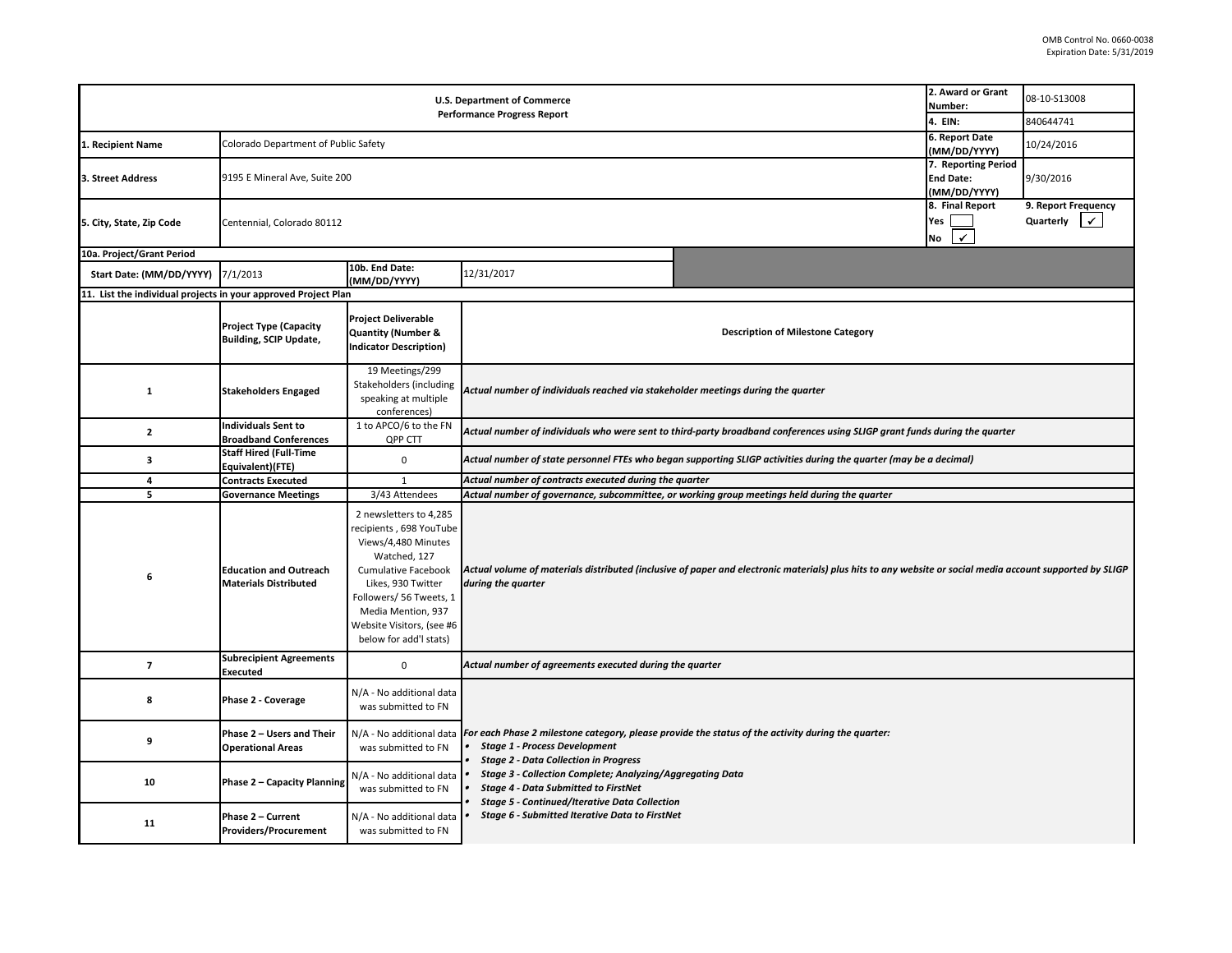OMB Control No. 0660-0038
Expiration Date: 5/31/2019

| U.S. Department of Commerce Performance Progress Report | | | | 2. Award or Grant Number: | 08-10-S13008 |
|---|---|---|---|---|---|
| | | | | 4. EIN: | 840644741 |
| 1. Recipient Name | Colorado Department of Public Safety | | | 6. Report Date (MM/DD/YYYY) | 10/24/2016 |
| 3. Street Address | 9195 E Mineral Ave, Suite 200 | | | 7. Reporting Period End Date: (MM/DD/YYYY) | 9/30/2016 |
| 5. City, State, Zip Code | Centennial, Colorado 80112 | | | 8. Final Report Yes ☐ No ✓ | 9. Report Frequency Quarterly ✓ |
| 10a. Project/Grant Period | | | | | |
| Start Date: (MM/DD/YYYY) | 7/1/2013 | 10b. End Date: (MM/DD/YYYY) | 12/31/2017 | | |

**11. List the individual projects in your approved Project Plan**

| | Project Type (Capacity Building, SCIP Update, | Project Deliverable Quantity (Number & Indicator Description) | Description of Milestone Category |
|---|---|---|---|
| 1 | Stakeholders Engaged | 19 Meetings/299 Stakeholders (including speaking at multiple conferences) | *Actual number of individuals reached via stakeholder meetings during the quarter* |
| 2 | Individuals Sent to Broadband Conferences | 1 to APCO/6 to the FN QPP CTT | *Actual number of individuals who were sent to third-party broadband conferences using SLIGP grant funds during the quarter* |
| 3 | Staff Hired (Full-Time Equivalent)(FTE) | 0 | *Actual number of state personnel FTEs who began supporting SLIGP activities during the quarter (may be a decimal)* |
| 4 | Contracts Executed | 1 | *Actual number of contracts executed during the quarter* |
| 5 | Governance Meetings | 3/43 Attendees | *Actual number of governance, subcommittee, or working group meetings held during the quarter* |
| 6 | Education and Outreach Materials Distributed | 2 newsletters to 4,285 recipients , 698 YouTube Views/4,480 Minutes Watched, 127 Cumulative Facebook Likes, 930 Twitter Followers/ 56 Tweets, 1 Media Mention, 937 Website Visitors, (see #6 below for add'l stats) | *Actual volume of materials distributed (inclusive of paper and electronic materials) plus hits to any website or social media account supported by SLIGP during the quarter* |
| 7 | Subrecipient Agreements Executed | 0 | *Actual number of agreements executed during the quarter* |
| 8 | Phase 2 - Coverage | N/A - No additional data was submitted to FN | *For each Phase 2 milestone category, please provide the status of the activity during the quarter:* <br>• *Stage 1 - Process Development* <br>• *Stage 2 - Data Collection in Progress* <br>• *Stage 3 - Collection Complete; Analyzing/Aggregating Data* <br>• *Stage 4 - Data Submitted to FirstNet* <br>• *Stage 5 - Continued/Iterative Data Collection* <br>• *Stage 6 - Submitted Iterative Data to FirstNet* |
| 9 | Phase 2 – Users and Their Operational Areas | N/A - No additional data was submitted to FN | |
| 10 | Phase 2 – Capacity Planning | N/A - No additional data was submitted to FN | |
| 11 | Phase 2 – Current Providers/Procurement | N/A - No additional data was submitted to FN | |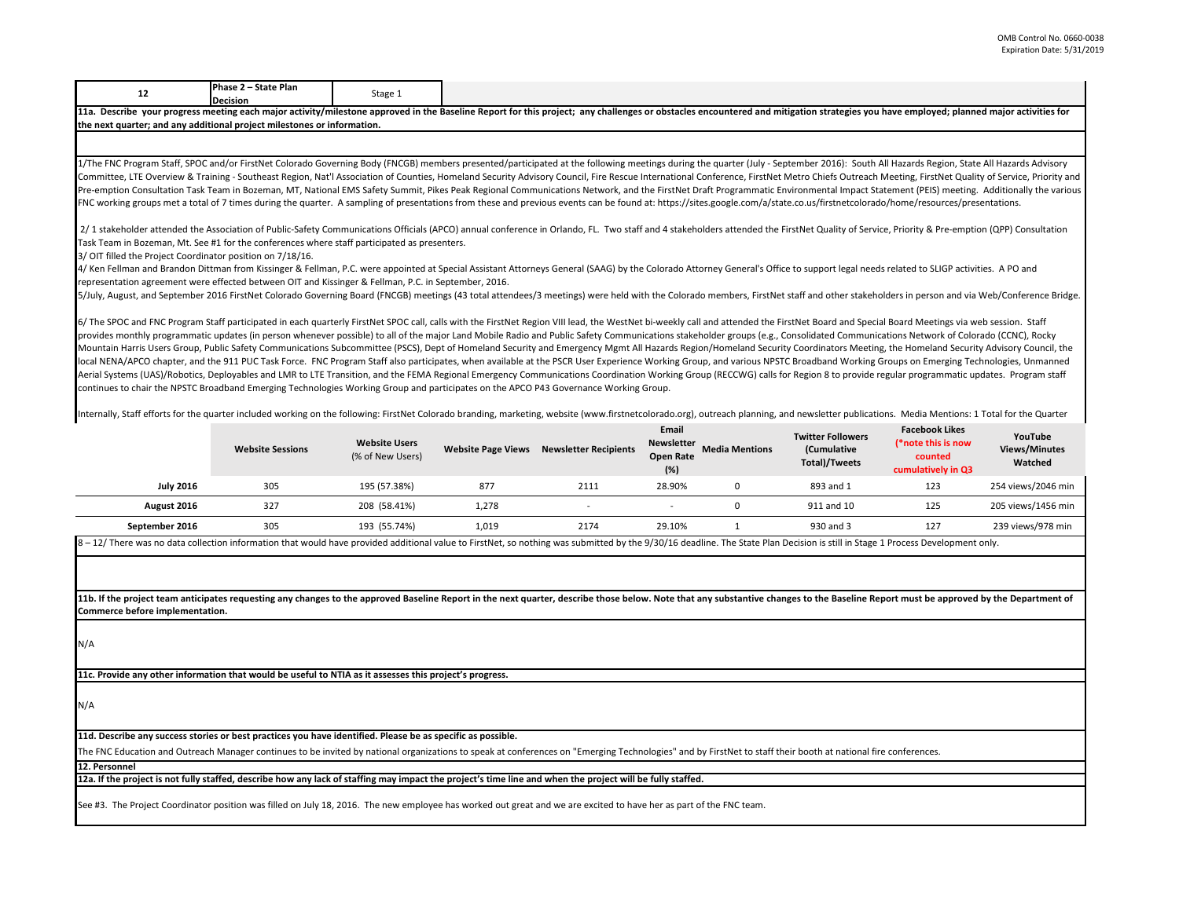| 12 | Phase 2 – State Plan Decision | Stage 1 |
|---|---|---|

**11a. Describe your progress meeting each major activity/milestone approved in the Baseline Report for this project; any challenges or obstacles encountered and mitigation strategies you have employed; planned major activities for the next quarter; and any additional project milestones or information.**

1/The FNC Program Staff, SPOC and/or FirstNet Colorado Governing Body (FNCGB) members presented/participated at the following meetings during the quarter (July - September 2016): South All Hazards Region, State All Hazards Advisory Committee, LTE Overview & Training - Southeast Region, Nat'l Association of Counties, Homeland Security Advisory Council, Fire Rescue International Conference, FirstNet Metro Chiefs Outreach Meeting, FirstNet Quality of Service, Priority and Pre-emption Consultation Task Team in Bozeman, MT, National EMS Safety Summit, Pikes Peak Regional Communications Network, and the FirstNet Draft Programmatic Environmental Impact Statement (PEIS) meeting. Additionally the various FNC working groups met a total of 7 times during the quarter. A sampling of presentations from these and previous events can be found at: https://sites.google.com/a/state.co.us/firstnetcolorado/home/resources/presentations.

2/ 1 stakeholder attended the Association of Public-Safety Communications Officials (APCO) annual conference in Orlando, FL. Two staff and 4 stakeholders attended the FirstNet Quality of Service, Priority & Pre-emption (QPP) Consultation Task Team in Bozeman, Mt. See #1 for the conferences where staff participated as presenters.

3/ OIT filled the Project Coordinator position on 7/18/16.

4/ Ken Fellman and Brandon Dittman from Kissinger & Fellman, P.C. were appointed at Special Assistant Attorneys General (SAAG) by the Colorado Attorney General's Office to support legal needs related to SLIGP activities. A PO and representation agreement were effected between OIT and Kissinger & Fellman, P.C. in September, 2016.

5/July, August, and September 2016 FirstNet Colorado Governing Board (FNCGB) meetings (43 total attendees/3 meetings) were held with the Colorado members, FirstNet staff and other stakeholders in person and via Web/Conference Bridge.

6/ The SPOC and FNC Program Staff participated in each quarterly FirstNet SPOC call, calls with the FirstNet Region VIII lead, the WestNet bi-weekly call and attended the FirstNet Board and Special Board Meetings via web session. Staff provides monthly programmatic updates (in person whenever possible) to all of the major Land Mobile Radio and Public Safety Communications stakeholder groups (e.g., Consolidated Communications Network of Colorado (CCNC), Rocky Mountain Harris Users Group, Public Safety Communications Subcommittee (PSCS), Dept of Homeland Security and Emergency Mgmt All Hazards Region/Homeland Security Coordinators Meeting, the Homeland Security Advisory Council, the local NENA/APCO chapter, and the 911 PUC Task Force. FNC Program Staff also participates, when available at the PSCR User Experience Working Group, and various NPSTC Broadband Working Groups on Emerging Technologies, Unmanned Aerial Systems (UAS)/Robotics, Deployables and LMR to LTE Transition, and the FEMA Regional Emergency Communications Coordination Working Group (RECCWG) calls for Region 8 to provide regular programmatic updates. Program staff continues to chair the NPSTC Broadband Emerging Technologies Working Group and participates on the APCO P43 Governance Working Group.

Internally, Staff efforts for the quarter included working on the following: FirstNet Colorado branding, marketing, website (www.firstnetcolorado.org), outreach planning, and newsletter publications. Media Mentions: 1 Total for the Quarter

| | Website Sessions | Website Users (% of New Users) | Website Page Views | Newsletter Recipients | Email Newsletter Open Rate (%) | Media Mentions | Twitter Followers (Cumulative Total)/Tweets | Facebook Likes (*note this is now counted cumulatively in Q3 | YouTube Views/Minutes Watched |
|---|---|---|---|---|---|---|---|---|---|
| **July 2016** | 305 | 195 (57.38%) | 877 | 2111 | 28.90% | 0 | 893 and 1 | 123 | 254 views/2046 min |
| **August 2016** | 327 | 208 (58.41%) | 1,278 | - | - | 0 | 911 and 10 | 125 | 205 views/1456 min |
| **September 2016** | 305 | 193 (55.74%) | 1,019 | 2174 | 29.10% | 1 | 930 and 3 | 127 | 239 views/978 min |

8 – 12/ There was no data collection information that would have provided additional value to FirstNet, so nothing was submitted by the 9/30/16 deadline. The State Plan Decision is still in Stage 1 Process Development only.

**11b. If the project team anticipates requesting any changes to the approved Baseline Report in the next quarter, describe those below. Note that any substantive changes to the Baseline Report must be approved by the Department of Commerce before implementation.**

N/A

**11c. Provide any other information that would be useful to NTIA as it assesses this project's progress.**

N/A

**11d. Describe any success stories or best practices you have identified. Please be as specific as possible.**

The FNC Education and Outreach Manager continues to be invited by national organizations to speak at conferences on "Emerging Technologies" and by FirstNet to staff their booth at national fire conferences.

**12. Personnel**

**12a. If the project is not fully staffed, describe how any lack of staffing may impact the project's time line and when the project will be fully staffed.**

See #3. The Project Coordinator position was filled on July 18, 2016. The new employee has worked out great and we are excited to have her as part of the FNC team.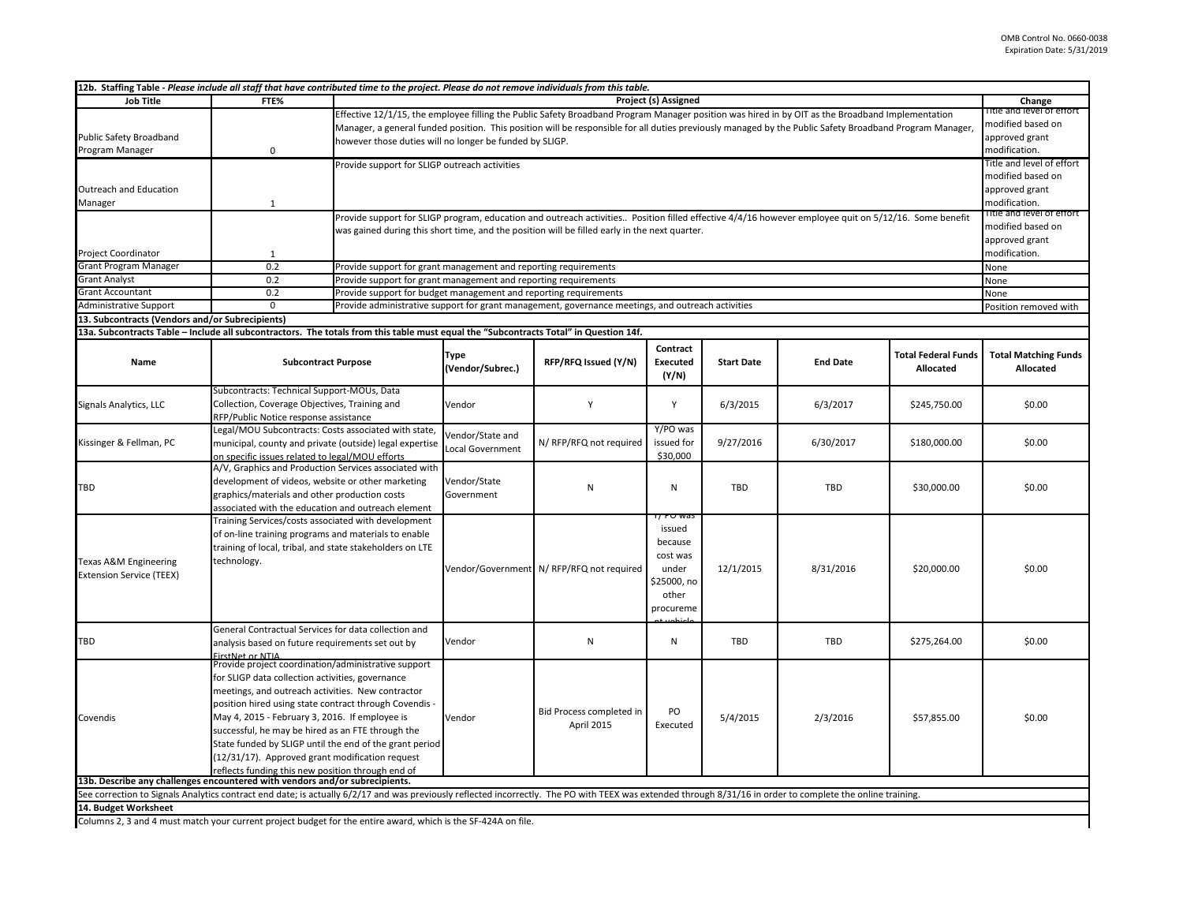### 12b. Staffing Table - *Please include all staff that have contributed time to the project. Please do not remove individuals from this table.*

| Job Title | FTE% | Project (s) Assigned | Change |
|---|---|---|---|
| Public Safety Broadband Program Manager | 0 | Effective 12/1/15, the employee filling the Public Safety Broadband Program Manager position was hired in by OIT as the Broadband Implementation Manager, a general funded position. This position will be responsible for all duties previously managed by the Public Safety Broadband Program Manager, however those duties will no longer be funded by SLIGP. | Title and level of effort modified based on approved grant modification. |
| Outreach and Education Manager | 1 | Provide support for SLIGP outreach activities | Title and level of effort modified based on approved grant modification. |
| Project Coordinator | 1 | Provide support for SLIGP program, education and outreach activities.. Position filled effective 4/4/16 however employee quit on 5/12/16. Some benefit was gained during this short time, and the position will be filled early in the next quarter. | Title and level of effort modified based on approved grant modification. |
| Grant Program Manager | 0.2 | Provide support for grant management and reporting requirements | None |
| Grant Analyst | 0.2 | Provide support for grant management and reporting requirements | None |
| Grant Accountant | 0.2 | Provide support for budget management and reporting requirements | None |
| Administrative Support | 0 | Provide administrative support for grant management, governance meetings, and outreach activities | Position removed with |

### 13. Subcontracts (Vendors and/or Subrecipients)

**13a. Subcontracts Table – Include all subcontractors. The totals from this table must equal the "Subcontracts Total" in Question 14f.**

| Name | Subcontract Purpose | Type (Vendor/Subrec.) | RFP/RFQ Issued (Y/N) | Contract Executed (Y/N) | Start Date | End Date | Total Federal Funds Allocated | Total Matching Funds Allocated |
|---|---|---|---|---|---|---|---|---|
| Signals Analytics, LLC | Subcontracts: Technical Support-MOUs, Data Collection, Coverage Objectives, Training and RFP/Public Notice response assistance | Vendor | Y | Y | 6/3/2015 | 6/3/2017 | $245,750.00 | $0.00 |
| Kissinger & Fellman, PC | Legal/MOU Subcontracts: Costs associated with state, municipal, county and private (outside) legal expertise on specific issues related to legal/MOU efforts | Vendor/State and Local Government | N/ RFP/RFQ not required | Y/PO was issued for $30,000 | 9/27/2016 | 6/30/2017 | $180,000.00 | $0.00 |
| TBD | A/V, Graphics and Production Services associated with development of videos, website or other marketing graphics/materials and other production costs associated with the education and outreach element | Vendor/State Government | N | N | TBD | TBD | $30,000.00 | $0.00 |
| Texas A&M Engineering Extension Service (TEEX) | Training Services/costs associated with development of on-line training programs and materials to enable training of local, tribal, and state stakeholders on LTE technology. | Vendor/Government | N/ RFP/RFQ not required | Y/ PO was issued because cost was under $25000, no other procurement vehicle | 12/1/2015 | 8/31/2016 | $20,000.00 | $0.00 |
| TBD | General Contractual Services for data collection and analysis based on future requirements set out by FirstNet or NTIA | Vendor | N | N | TBD | TBD | $275,264.00 | $0.00 |
| Covendis | Provide project coordination/administrative support for SLIGP data collection activities, governance meetings, and outreach activities. New contractor position hired using state contract through Covendis - May 4, 2015 - February 3, 2016. If employee is successful, he may be hired as an FTE through the State funded by SLIGP until the end of the grant period (12/31/17). Approved grant modification request reflects funding this new position through end of | Vendor | Bid Process completed in April 2015 | PO Executed | 5/4/2015 | 2/3/2016 | $57,855.00 | $0.00 |

**13b. Describe any challenges encountered with vendors and/or subrecipients.**

See correction to Signals Analytics contract end date; is actually 6/2/17 and was previously reflected incorrectly. The PO with TEEX was extended through 8/31/16 in order to complete the online training.

### 14. Budget Worksheet

Columns 2, 3 and 4 must match your current project budget for the entire award, which is the SF-424A on file.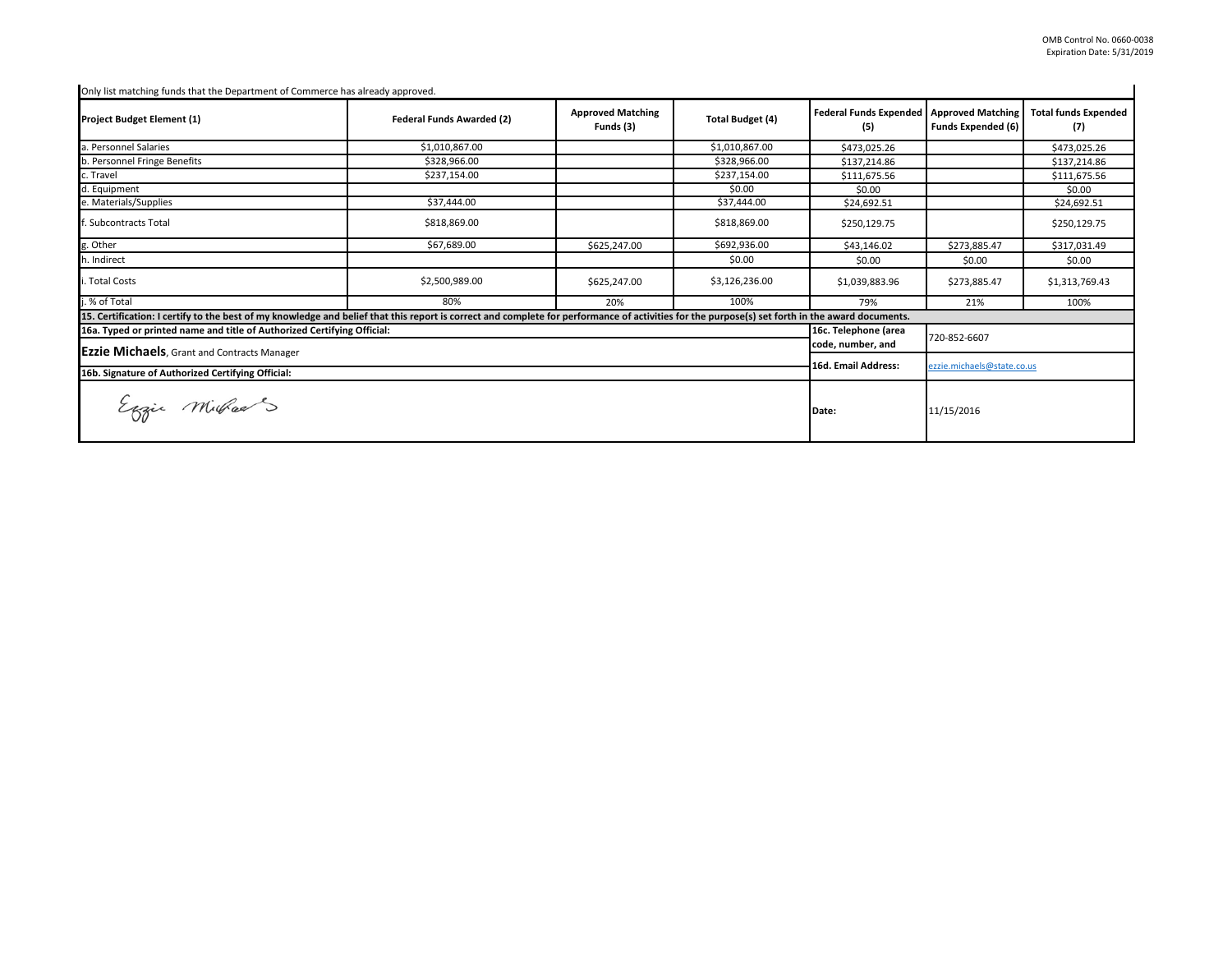Only list matching funds that the Department of Commerce has already approved.

| Project Budget Element (1) | Federal Funds Awarded (2) | Approved Matching Funds (3) | Total Budget (4) | Federal Funds Expended (5) | Approved Matching Funds Expended (6) | Total funds Expended (7) |
|---|---|---|---|---|---|---|
| a. Personnel Salaries | $1,010,867.00 | | $1,010,867.00 | $473,025.26 | | $473,025.26 |
| b. Personnel Fringe Benefits | $328,966.00 | | $328,966.00 | $137,214.86 | | $137,214.86 |
| c. Travel | $237,154.00 | | $237,154.00 | $111,675.56 | | $111,675.56 |
| d. Equipment | | | $0.00 | $0.00 | | $0.00 |
| e. Materials/Supplies | $37,444.00 | | $37,444.00 | $24,692.51 | | $24,692.51 |
| f. Subcontracts Total | $818,869.00 | | $818,869.00 | $250,129.75 | | $250,129.75 |
| g. Other | $67,689.00 | $625,247.00 | $692,936.00 | $43,146.02 | $273,885.47 | $317,031.49 |
| h. Indirect | | | $0.00 | $0.00 | $0.00 | $0.00 |
| i. Total Costs | $2,500,989.00 | $625,247.00 | $3,126,236.00 | $1,039,883.96 | $273,885.47 | $1,313,769.43 |
| j. % of Total | 80% | 20% | 100% | 79% | 21% | 100% |

**15. Certification: I certify to the best of my knowledge and belief that this report is correct and complete for performance of activities for the purpose(s) set forth in the award documents.**

| | |
|---|---|
| **16a. Typed or printed name and title of Authorized Certifying Official:** **Ezzie Michaels**, Grant and Contracts Manager | **16c. Telephone (area code, number, and** 720-852-6607 |
| **16b. Signature of Authorized Certifying Official:** Ezzie Michaels | **16d. Email Address:** ezzie.michaels@state.co.us |
| | **Date:** 11/15/2016 |